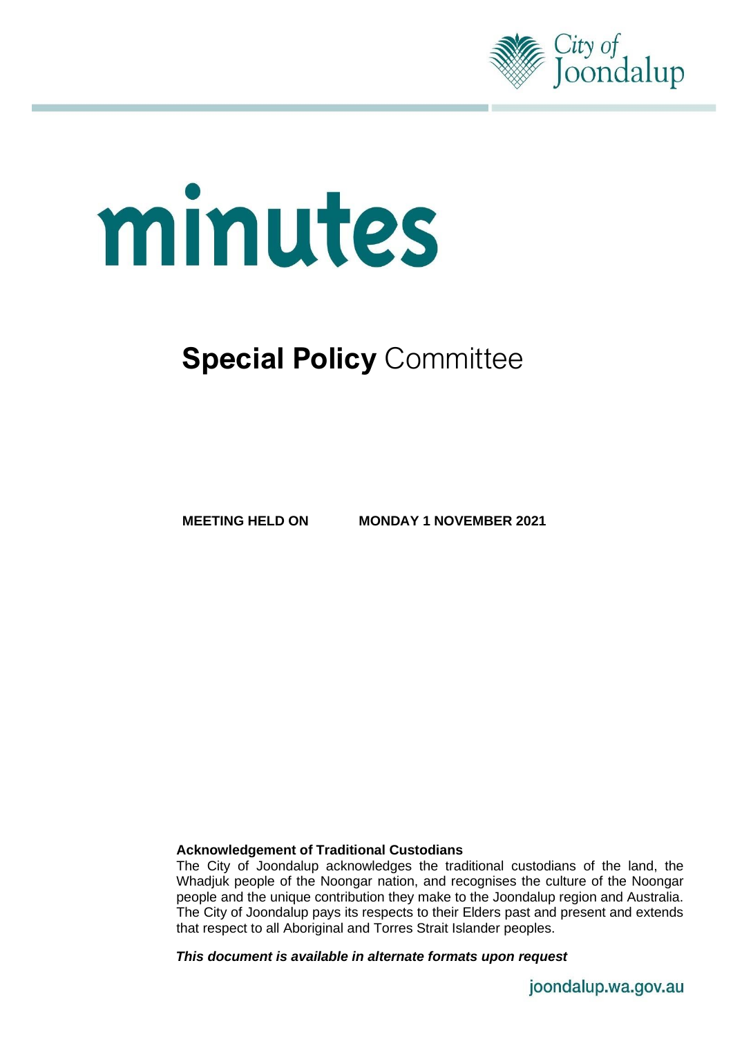City of Joondalup

# minutes

## **Special Policy** Committee

**MEETING HELD ON MONDAY 1 NOVEMBER 2021**

**Acknowledgement of Traditional Custodians**

The City of Joondalup acknowledges the traditional custodians of the land, the Whadjuk people of the Noongar nation, and recognises the culture of the Noongar people and the unique contribution they make to the Joondalup region and Australia. The City of Joondalup pays its respects to their Elders past and present and extends that respect to all Aboriginal and Torres Strait Islander peoples.

***This document is available in alternate formats upon request***

joondalup.wa.gov.au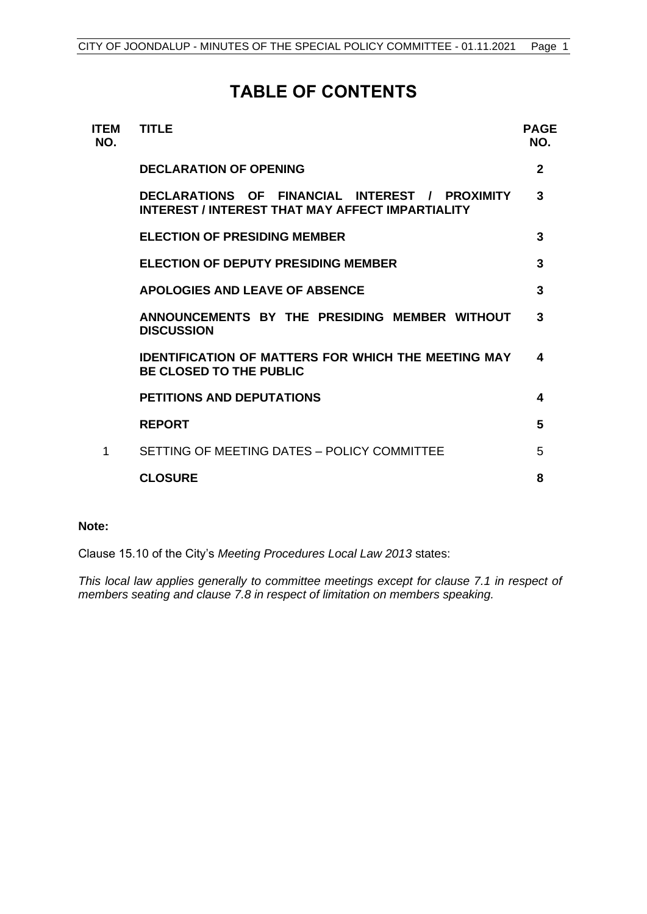# TABLE OF CONTENTS

| ITEM NO. | TITLE | PAGE NO. |
|---|---|---|
| | **DECLARATION OF OPENING** | **2** |
| | **DECLARATIONS OF FINANCIAL INTEREST / PROXIMITY INTEREST / INTEREST THAT MAY AFFECT IMPARTIALITY** | **3** |
| | **ELECTION OF PRESIDING MEMBER** | **3** |
| | **ELECTION OF DEPUTY PRESIDING MEMBER** | **3** |
| | **APOLOGIES AND LEAVE OF ABSENCE** | **3** |
| | **ANNOUNCEMENTS BY THE PRESIDING MEMBER WITHOUT DISCUSSION** | **3** |
| | **IDENTIFICATION OF MATTERS FOR WHICH THE MEETING MAY BE CLOSED TO THE PUBLIC** | **4** |
| | **PETITIONS AND DEPUTATIONS** | **4** |
| | **REPORT** | **5** |
| 1 | SETTING OF MEETING DATES – POLICY COMMITTEE | 5 |
| | **CLOSURE** | **8** |

**Note:**

Clause 15.10 of the City's *Meeting Procedures Local Law 2013* states:

*This local law applies generally to committee meetings except for clause 7.1 in respect of members seating and clause 7.8 in respect of limitation on members speaking.*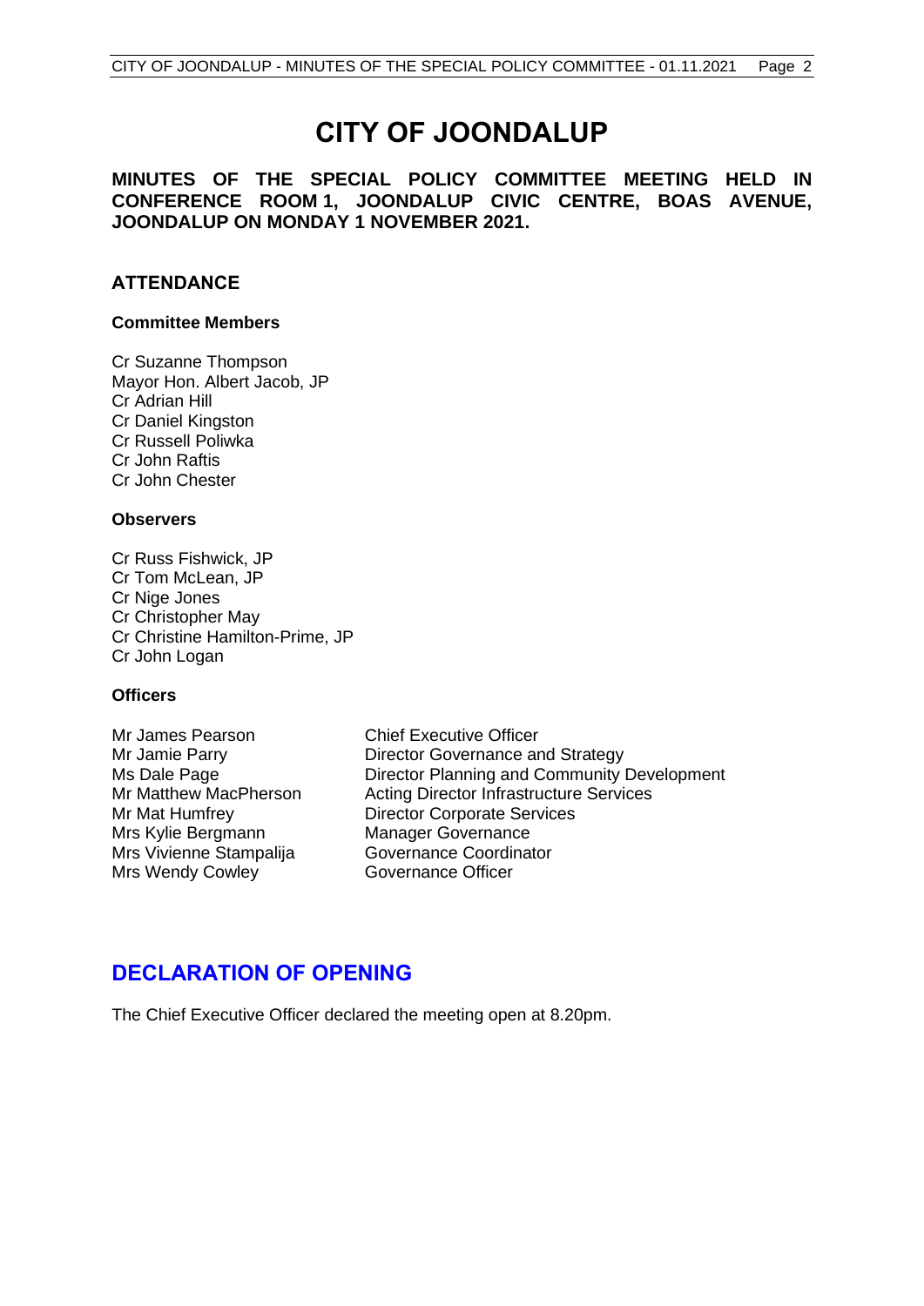# CITY OF JOONDALUP

**MINUTES OF THE SPECIAL POLICY COMMITTEE MEETING HELD IN CONFERENCE ROOM 1, JOONDALUP CIVIC CENTRE, BOAS AVENUE, JOONDALUP ON MONDAY 1 NOVEMBER 2021.**

## ATTENDANCE

### Committee Members

Cr Suzanne Thompson
Mayor Hon. Albert Jacob, JP
Cr Adrian Hill
Cr Daniel Kingston
Cr Russell Poliwka
Cr John Raftis
Cr John Chester

### Observers

Cr Russ Fishwick, JP
Cr Tom McLean, JP
Cr Nige Jones
Cr Christopher May
Cr Christine Hamilton-Prime, JP
Cr John Logan

### Officers

| | |
|---|---|
| Mr James Pearson | Chief Executive Officer |
| Mr Jamie Parry | Director Governance and Strategy |
| Ms Dale Page | Director Planning and Community Development |
| Mr Matthew MacPherson | Acting Director Infrastructure Services |
| Mr Mat Humfrey | Director Corporate Services |
| Mrs Kylie Bergmann | Manager Governance |
| Mrs Vivienne Stampalija | Governance Coordinator |
| Mrs Wendy Cowley | Governance Officer |

## DECLARATION OF OPENING

The Chief Executive Officer declared the meeting open at 8.20pm.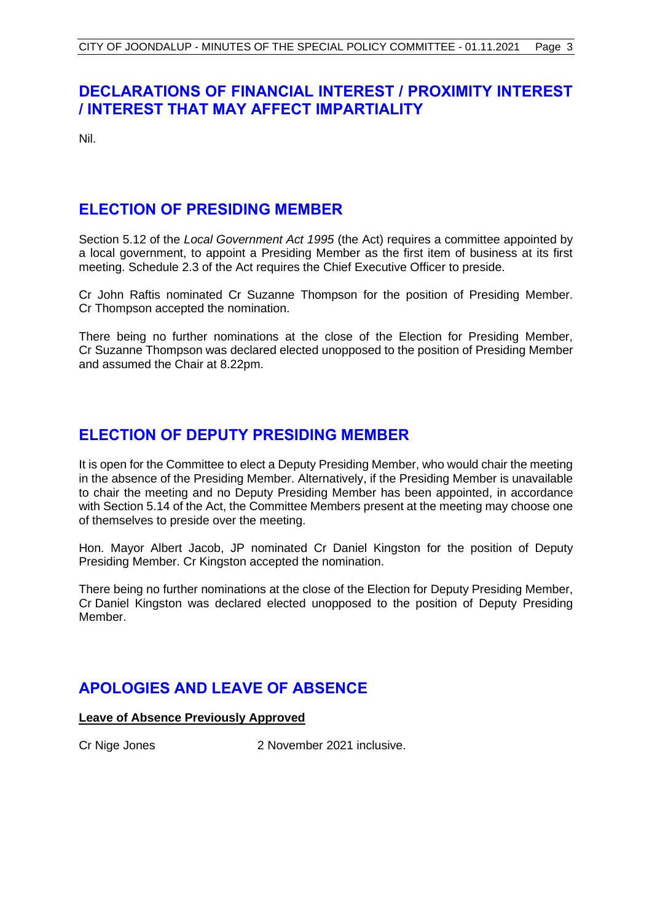## DECLARATIONS OF FINANCIAL INTEREST / PROXIMITY INTEREST / INTEREST THAT MAY AFFECT IMPARTIALITY

Nil.

## ELECTION OF PRESIDING MEMBER

Section 5.12 of the *Local Government Act 1995* (the Act) requires a committee appointed by a local government, to appoint a Presiding Member as the first item of business at its first meeting. Schedule 2.3 of the Act requires the Chief Executive Officer to preside.

Cr John Raftis nominated Cr Suzanne Thompson for the position of Presiding Member. Cr Thompson accepted the nomination.

There being no further nominations at the close of the Election for Presiding Member, Cr Suzanne Thompson was declared elected unopposed to the position of Presiding Member and assumed the Chair at 8.22pm.

## ELECTION OF DEPUTY PRESIDING MEMBER

It is open for the Committee to elect a Deputy Presiding Member, who would chair the meeting in the absence of the Presiding Member. Alternatively, if the Presiding Member is unavailable to chair the meeting and no Deputy Presiding Member has been appointed, in accordance with Section 5.14 of the Act, the Committee Members present at the meeting may choose one of themselves to preside over the meeting.

Hon. Mayor Albert Jacob, JP nominated Cr Daniel Kingston for the position of Deputy Presiding Member. Cr Kingston accepted the nomination.

There being no further nominations at the close of the Election for Deputy Presiding Member, Cr Daniel Kingston was declared elected unopposed to the position of Deputy Presiding Member.

## APOLOGIES AND LEAVE OF ABSENCE

**Leave of Absence Previously Approved**

Cr Nige Jones 2 November 2021 inclusive.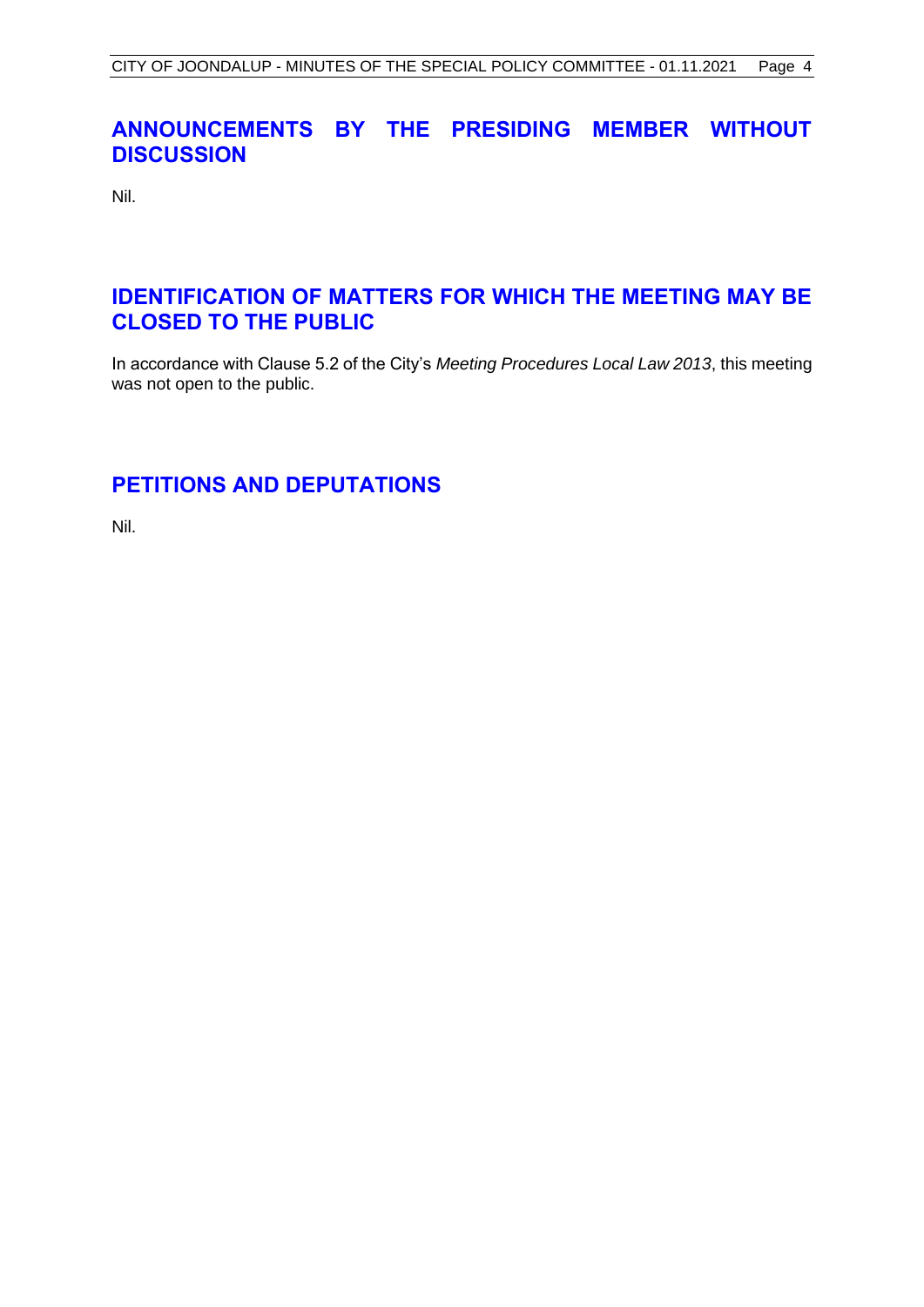## ANNOUNCEMENTS BY THE PRESIDING MEMBER WITHOUT DISCUSSION

Nil.

## IDENTIFICATION OF MATTERS FOR WHICH THE MEETING MAY BE CLOSED TO THE PUBLIC

In accordance with Clause 5.2 of the City's *Meeting Procedures Local Law 2013*, this meeting was not open to the public.

## PETITIONS AND DEPUTATIONS

Nil.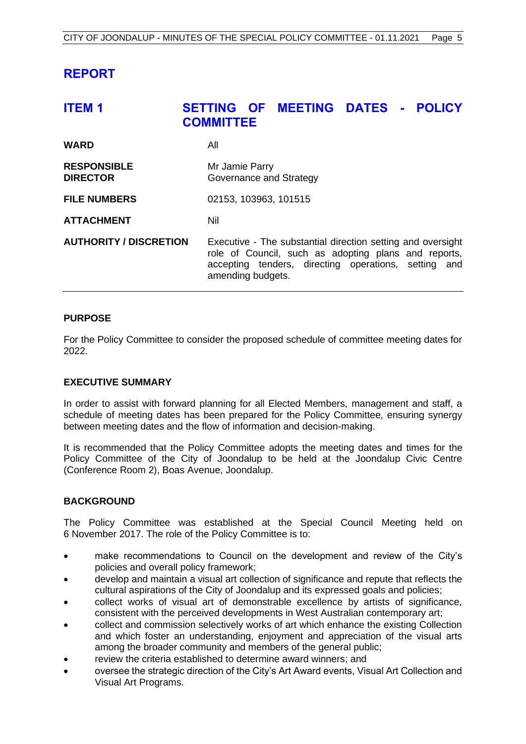# REPORT

## ITEM 1 SETTING OF MEETING DATES - POLICY COMMITTEE

| | |
|---|---|
| **WARD** | All |
| **RESPONSIBLE DIRECTOR** | Mr Jamie Parry<br>Governance and Strategy |
| **FILE NUMBERS** | 02153, 103963, 101515 |
| **ATTACHMENT** | Nil |
| **AUTHORITY / DISCRETION** | Executive - The substantial direction setting and oversight role of Council, such as adopting plans and reports, accepting tenders, directing operations, setting and amending budgets. |

**PURPOSE**

For the Policy Committee to consider the proposed schedule of committee meeting dates for 2022.

**EXECUTIVE SUMMARY**

In order to assist with forward planning for all Elected Members, management and staff, a schedule of meeting dates has been prepared for the Policy Committee, ensuring synergy between meeting dates and the flow of information and decision-making.

It is recommended that the Policy Committee adopts the meeting dates and times for the Policy Committee of the City of Joondalup to be held at the Joondalup Civic Centre (Conference Room 2), Boas Avenue, Joondalup.

**BACKGROUND**

The Policy Committee was established at the Special Council Meeting held on 6 November 2017. The role of the Policy Committee is to:

- make recommendations to Council on the development and review of the City's policies and overall policy framework;
- develop and maintain a visual art collection of significance and repute that reflects the cultural aspirations of the City of Joondalup and its expressed goals and policies;
- collect works of visual art of demonstrable excellence by artists of significance, consistent with the perceived developments in West Australian contemporary art;
- collect and commission selectively works of art which enhance the existing Collection and which foster an understanding, enjoyment and appreciation of the visual arts among the broader community and members of the general public;
- review the criteria established to determine award winners; and
- oversee the strategic direction of the City's Art Award events, Visual Art Collection and Visual Art Programs.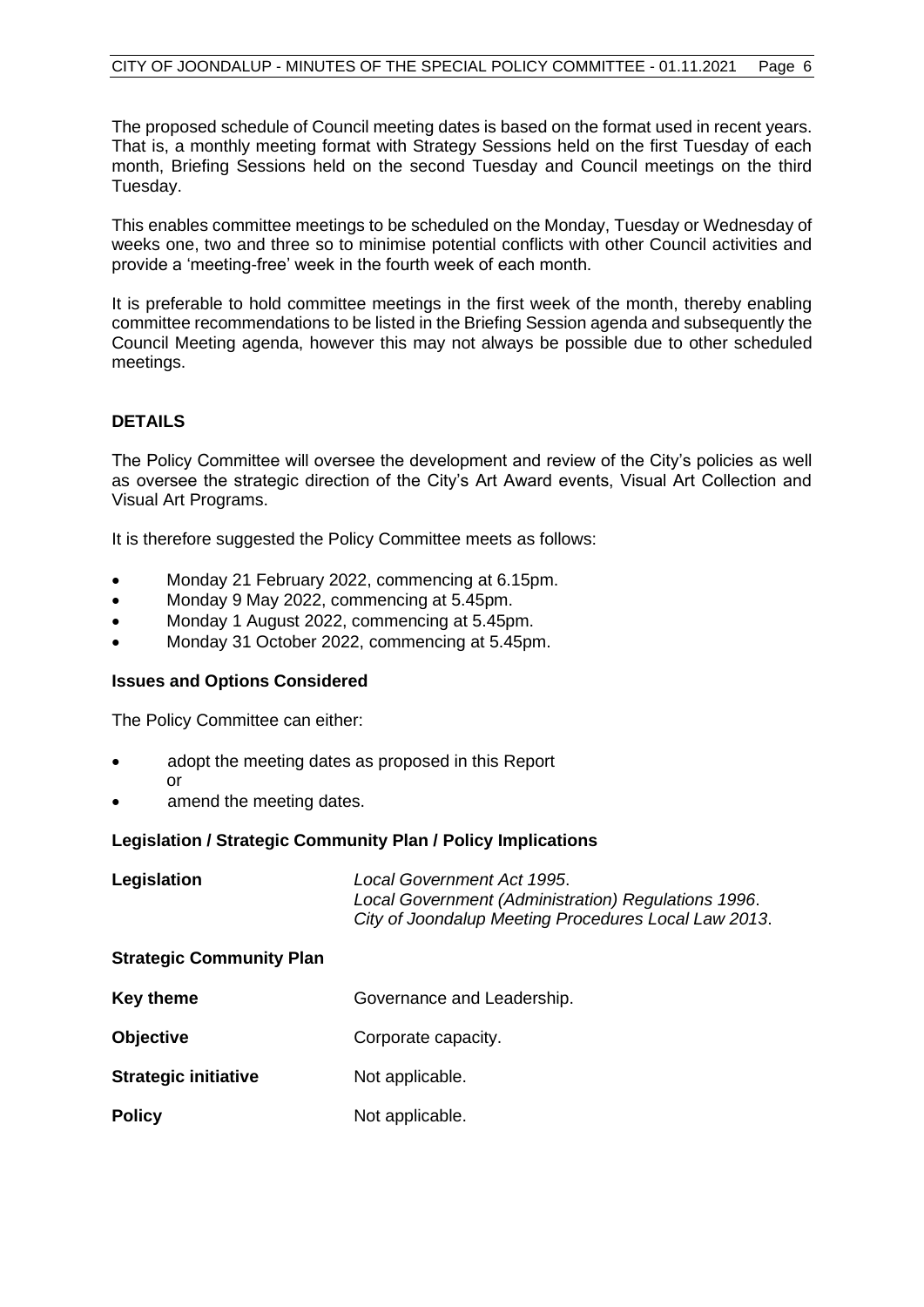The proposed schedule of Council meeting dates is based on the format used in recent years. That is, a monthly meeting format with Strategy Sessions held on the first Tuesday of each month, Briefing Sessions held on the second Tuesday and Council meetings on the third Tuesday.

This enables committee meetings to be scheduled on the Monday, Tuesday or Wednesday of weeks one, two and three so to minimise potential conflicts with other Council activities and provide a 'meeting-free' week in the fourth week of each month.

It is preferable to hold committee meetings in the first week of the month, thereby enabling committee recommendations to be listed in the Briefing Session agenda and subsequently the Council Meeting agenda, however this may not always be possible due to other scheduled meetings.

## DETAILS

The Policy Committee will oversee the development and review of the City's policies as well as oversee the strategic direction of the City's Art Award events, Visual Art Collection and Visual Art Programs.

It is therefore suggested the Policy Committee meets as follows:

- Monday 21 February 2022, commencing at 6.15pm.
- Monday 9 May 2022, commencing at 5.45pm.
- Monday 1 August 2022, commencing at 5.45pm.
- Monday 31 October 2022, commencing at 5.45pm.

### Issues and Options Considered

The Policy Committee can either:

- adopt the meeting dates as proposed in this Report
  or
- amend the meeting dates.

### Legislation / Strategic Community Plan / Policy Implications

**Legislation**
*Local Government Act 1995*.
*Local Government (Administration) Regulations 1996*.
*City of Joondalup Meeting Procedures Local Law 2013*.

**Strategic Community Plan**

**Key theme** Governance and Leadership.

**Objective** Corporate capacity.

**Strategic initiative** Not applicable.

**Policy** Not applicable.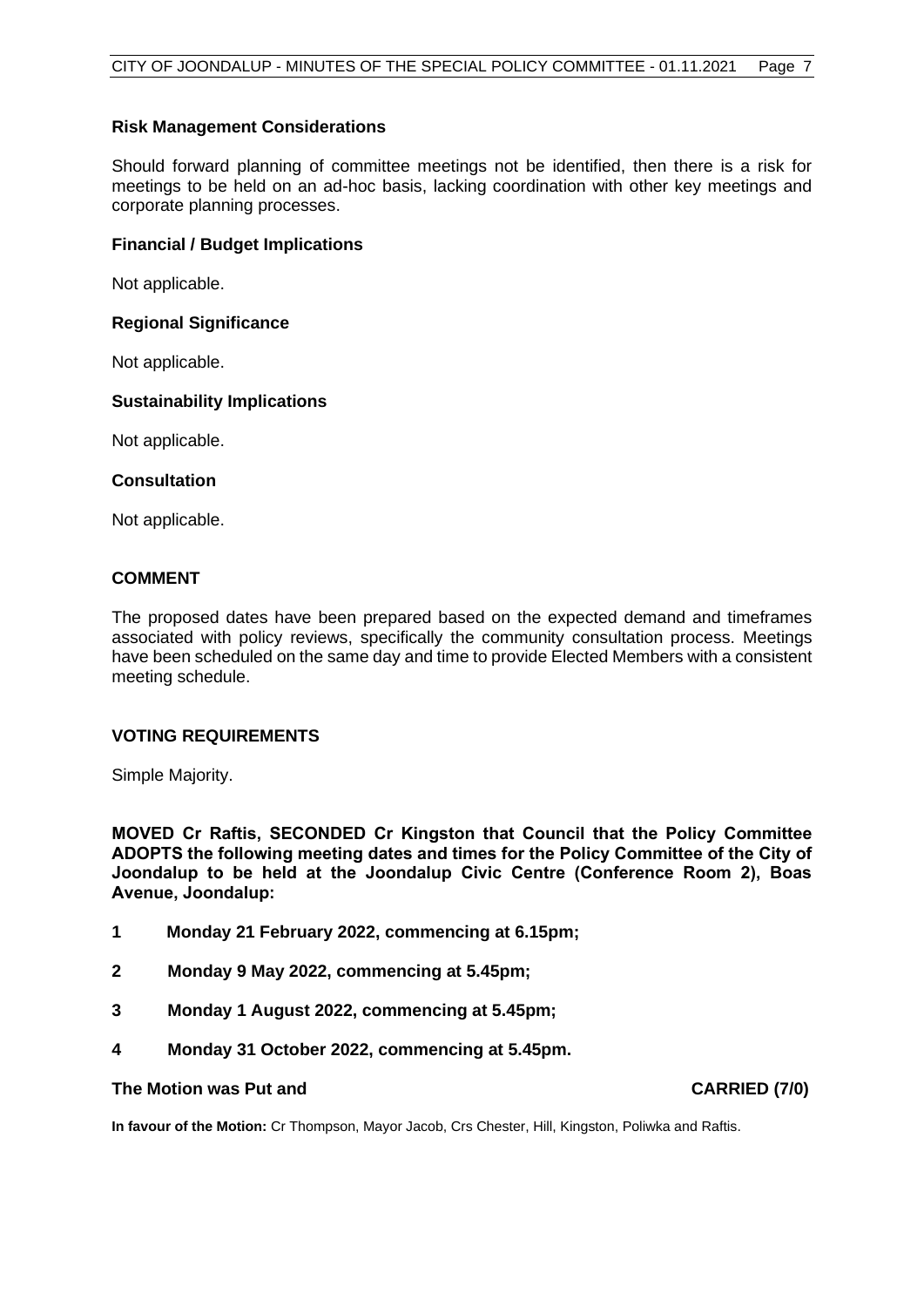### Risk Management Considerations

Should forward planning of committee meetings not be identified, then there is a risk for meetings to be held on an ad-hoc basis, lacking coordination with other key meetings and corporate planning processes.

### Financial / Budget Implications

Not applicable.

### Regional Significance

Not applicable.

### Sustainability Implications

Not applicable.

### Consultation

Not applicable.

## COMMENT

The proposed dates have been prepared based on the expected demand and timeframes associated with policy reviews, specifically the community consultation process. Meetings have been scheduled on the same day and time to provide Elected Members with a consistent meeting schedule.

## VOTING REQUIREMENTS

Simple Majority.

**MOVED Cr Raftis, SECONDED Cr Kingston that Council that the Policy Committee ADOPTS the following meeting dates and times for the Policy Committee of the City of Joondalup to be held at the Joondalup Civic Centre (Conference Room 2), Boas Avenue, Joondalup:**

**1 Monday 21 February 2022, commencing at 6.15pm;**

**2 Monday 9 May 2022, commencing at 5.45pm;**

**3 Monday 1 August 2022, commencing at 5.45pm;**

**4 Monday 31 October 2022, commencing at 5.45pm.**

**The Motion was Put and CARRIED (7/0)**

**In favour of the Motion:** Cr Thompson, Mayor Jacob, Crs Chester, Hill, Kingston, Poliwka and Raftis.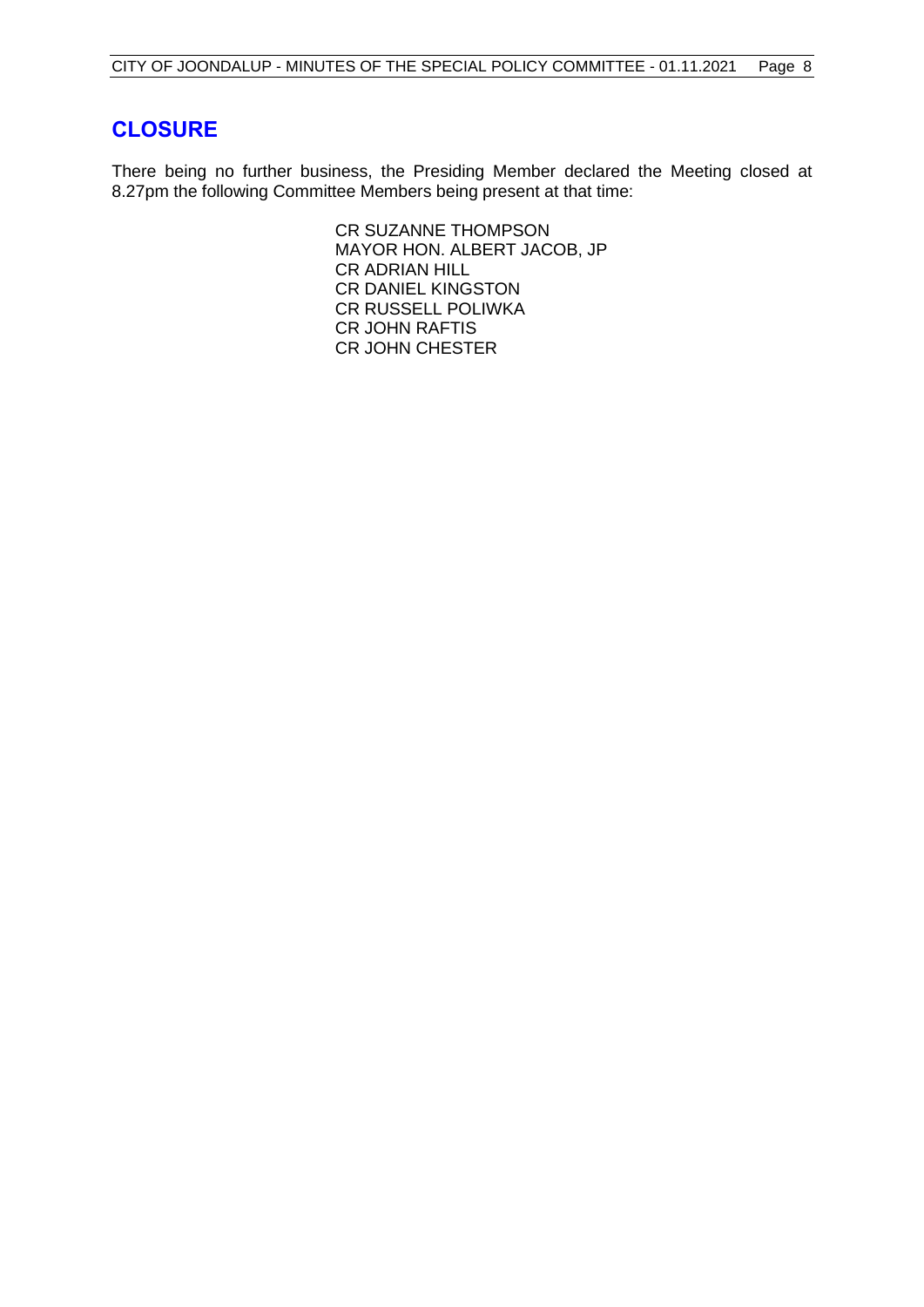## CLOSURE

There being no further business, the Presiding Member declared the Meeting closed at 8.27pm the following Committee Members being present at that time:

CR SUZANNE THOMPSON
MAYOR HON. ALBERT JACOB, JP
CR ADRIAN HILL
CR DANIEL KINGSTON
CR RUSSELL POLIWKA
CR JOHN RAFTIS
CR JOHN CHESTER